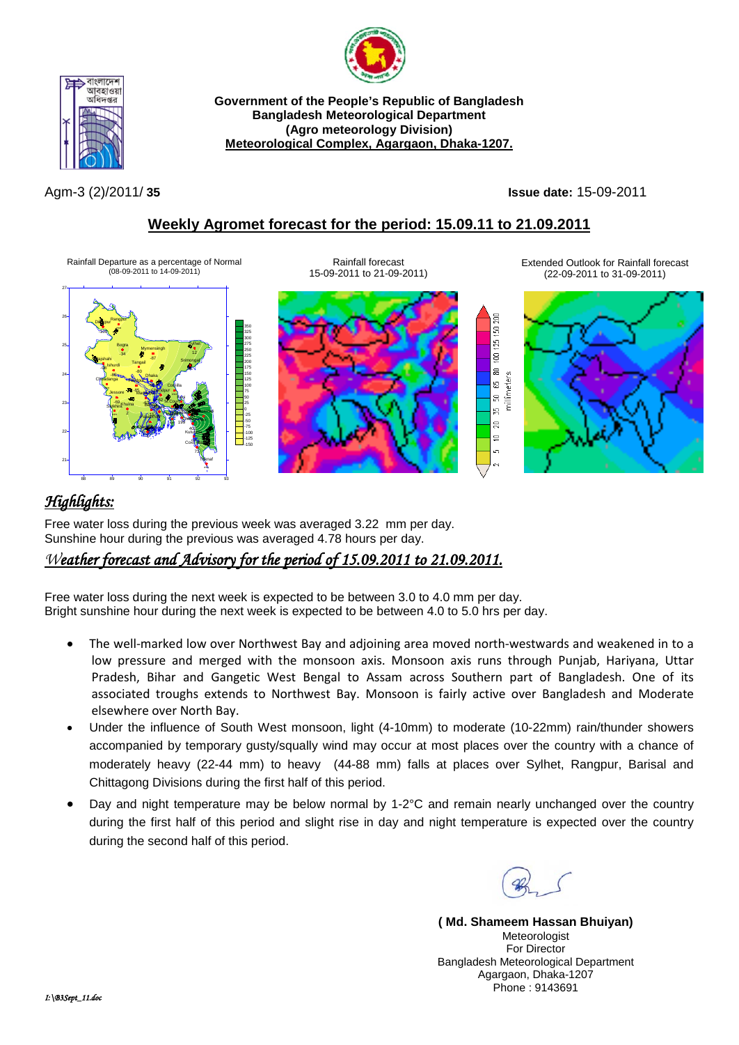**Government of the People's Republic of Bangladesh**
**Bangladesh Meteorological Department**
**(Agro meteorology Division)**
**Meteorological Complex, Agargaon, Dhaka-1207.**

Agm-3 (2)/2011/ **35** **Issue date:** 15-09-2011

## Weekly Agromet forecast for the period: 15.09.11 to 21.09.2011

Rainfall Departure as a percentage of Normal (08-09-2011 to 14-09-2011)

Rainfall forecast 15-09-2011 to 21-09-2011)

Extended Outlook for Rainfall forecast (22-09-2011 to 31-09-2011)

### *Highlights:*

Free water loss during the previous week was averaged 3.22 mm per day.
Sunshine hour during the previous was averaged 4.78 hours per day.

### *Weather forecast and Advisory for the period of 15.09.2011 to 21.09.2011.*

Free water loss during the next week is expected to be between 3.0 to 4.0 mm per day.
Bright sunshine hour during the next week is expected to be between 4.0 to 5.0 hrs per day.

- The well-marked low over Northwest Bay and adjoining area moved north-westwards and weakened in to a low pressure and merged with the monsoon axis. Monsoon axis runs through Punjab, Hariyana, Uttar Pradesh, Bihar and Gangetic West Bengal to Assam across Southern part of Bangladesh. One of its associated troughs extends to Northwest Bay. Monsoon is fairly active over Bangladesh and Moderate elsewhere over North Bay.
- Under the influence of South West monsoon, light (4-10mm) to moderate (10-22mm) rain/thunder showers accompanied by temporary gusty/squally wind may occur at most places over the country with a chance of moderately heavy (22-44 mm) to heavy (44-88 mm) falls at places over Sylhet, Rangpur, Barisal and Chittagong Divisions during the first half of this period.
- Day and night temperature may be below normal by 1-2°C and remain nearly unchanged over the country during the first half of this period and slight rise in day and night temperature is expected over the country during the second half of this period.

**( Md. Shameem Hassan Bhuiyan)**
Meteorologist
For Director
Bangladesh Meteorological Department
Agargaon, Dhaka-1207
Phone : 9143691

*I:\B3Sept_11.doc*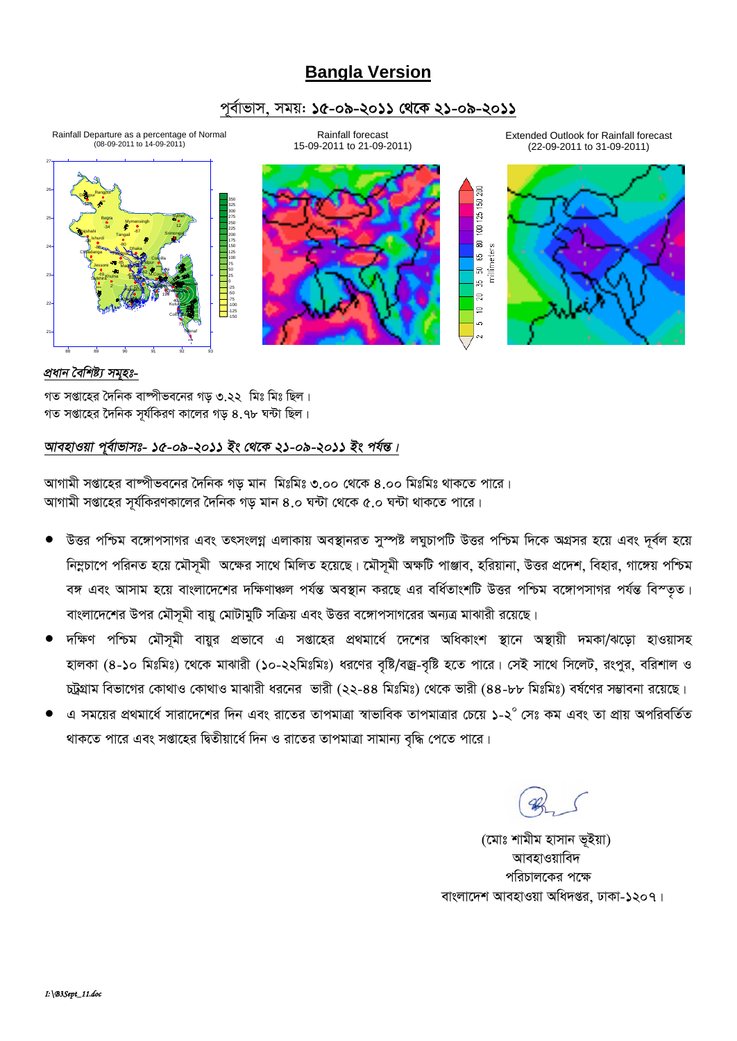# Bangla Version

## পূর্বাভাস, সময়: ১৫-০৯-২০১১ থেকে ২১-০৯-২০১১

Rainfall Departure as a percentage of Normal (08-09-2011 to 14-09-2011)

Rainfall forecast 15-09-2011 to 21-09-2011)

Extended Outlook for Rainfall forecast (22-09-2011 to 31-09-2011)

*প্রধান বৈশিষ্ট্য সমূহঃ-*

গত সপ্তাহের দৈনিক বাষ্পীভবনের গড় ৩.২২ মিঃ মিঃ ছিল।
গত সপ্তাহের দৈনিক সূর্যকিরণ কালের গড় ৪.৭৮ ঘন্টা ছিল।

*আবহাওয়া পূর্বাভাসঃ- ১৫-০৯-২০১১ ইং থেকে ২১-০৯-২০১১ ইং পর্যন্ত।*

আগামী সপ্তাহের বাষ্পীভবনের দৈনিক গড় মান মিঃমিঃ ৩.০০ থেকে ৪.০০ মিঃমিঃ থাকতে পারে।
আগামী সপ্তাহের সূর্যকিরণকালের দৈনিক গড় মান ৪.০ ঘন্টা থেকে ৫.০ ঘন্টা থাকতে পারে।

- উত্তর পশ্চিম বঙ্গোপসাগর এবং তৎসংলগ্ন এলাকায় অবস্থানরত সুস্পষ্ট লঘুচাপটি উত্তর পশ্চিম দিকে অগ্রসর হয়ে এবং দূর্বল হয়ে নিম্নচাপে পরিনত হয়ে মৌসূমী অক্ষের সাথে মিলিত হয়েছে। মৌসূমী অক্ষটি পাঞ্জাব, হরিয়ানা, উত্তর প্রদেশ, বিহার, গাঙ্গেয় পশ্চিম বঙ্গ এবং আসাম হয়ে বাংলাদেশের দক্ষিণাঞ্চল পর্যন্ত অবস্থান করছে এর বর্ধিতাংশটি উত্তর পশ্চিম বঙ্গোপসাগর পর্যন্ত বিস্তৃত। বাংলাদেশের উপর মৌসূমী বায়ু মোটামুটি সক্রিয় এবং উত্তর বঙ্গোপসাগরের অন্যত্র মাঝারী রয়েছে।
- দক্ষিণ পশ্চিম মৌসূমী বায়ুর প্রভাবে এ সপ্তাহের প্রথমার্ধে দেশের অধিকাংশ স্থানে অস্থায়ী দমকা/ঝড়ো হাওয়াসহ হালকা (৪-১০ মিঃমিঃ) থেকে মাঝারী (১০-২২মিঃমিঃ) ধরণের বৃষ্টি/বজ্র-বৃষ্টি হতে পারে। সেই সাথে সিলেট, রংপুর, বরিশাল ও চট্রগ্রাম বিভাগের কোথাও কোথাও মাঝারী ধরনের ভারী (২২-৪৪ মিঃমিঃ) থেকে ভারী (৪৪-৮৮ মিঃমিঃ) বর্ষণের সম্ভাবনা রয়েছে।
- এ সময়ের প্রথমার্ধে সারাদেশের দিন এবং রাতের তাপমাত্রা স্বাভাবিক তাপমাত্রার চেয়ে ১-২° সেঃ কম এবং তা প্রায় অপরিবর্তিত থাকতে পারে এবং সপ্তাহের দ্বিতীয়ার্ধে দিন ও রাতের তাপমাত্রা সামান্য বৃদ্ধি পেতে পারে।

(মোঃ শামীম হাসান ভূইয়া)
আবহাওয়াবিদ
পরিচালকের পক্ষে
বাংলাদেশ আবহাওয়া অধিদপ্তর, ঢাকা-১২০৭।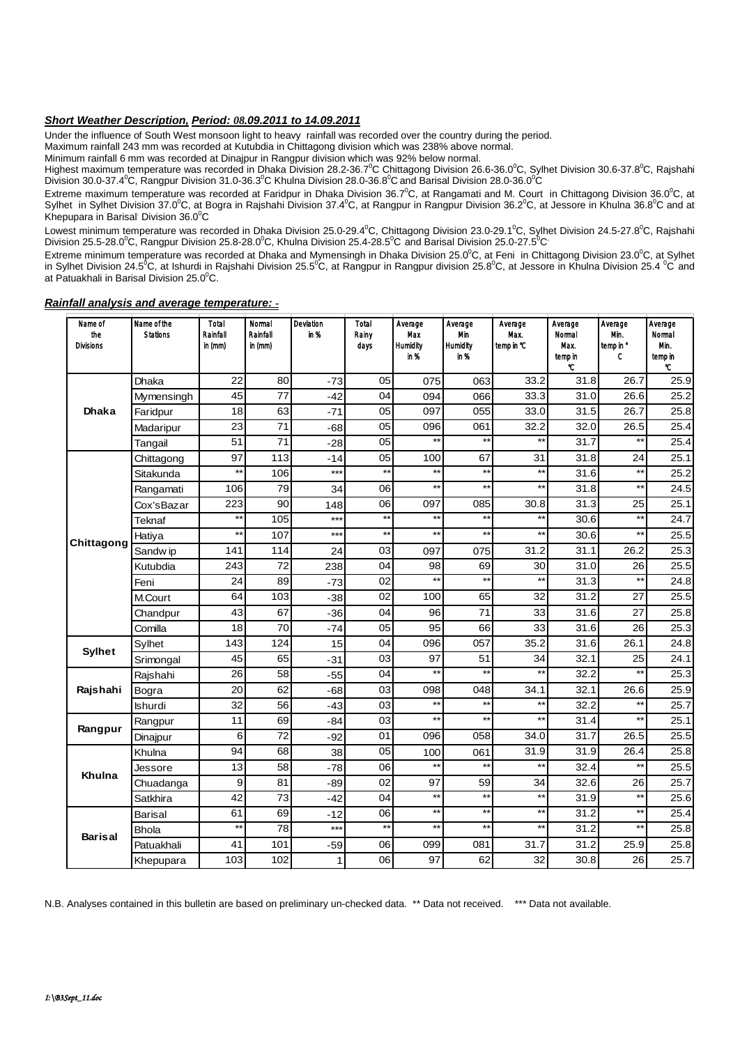***Short Weather Description, Period: 08.09.2011 to 14.09.2011***

Under the influence of South West monsoon light to heavy rainfall was recorded over the country during the period.

Maximum rainfall 243 mm was recorded at Kutubdia in Chittagong division which was 238% above normal.

Minimum rainfall 6 mm was recorded at Dinajpur in Rangpur division which was 92% below normal.

Highest maximum temperature was recorded in Dhaka Division 28.2-36.7$^0$C Chittagong Division 26.6-36.0$^0$C, Sylhet Division 30.6-37.8$^0$C, Rajshahi Division 30.0-37.4$^0$C, Rangpur Division 31.0-36.3$^0$C Khulna Division 28.0-36.8$^0$C and Barisal Division 28.0-36.0$^0$C

Extreme maximum temperature was recorded at Faridpur in Dhaka Division 36.7$^0$C, at Rangamati and M. Court in Chittagong Division 36.0$^0$C, at Sylhet in Sylhet Division 37.0$^0$C, at Bogra in Rajshahi Division 37.4$^0$C, at Rangpur in Rangpur Division 36.2$^0$C, at Jessore in Khulna 36.8$^0$C and at Khepupara in Barisal Division 36.0$^0$C

Lowest minimum temperature was recorded in Dhaka Division 25.0-29.4$^0$C, Chittagong Division 23.0-29.1$^0$C, Sylhet Division 24.5-27.8$^0$C, Rajshahi Division 25.5-28.0$^0$C, Rangpur Division 25.8-28.0$^0$C, Khulna Division 25.4-28.5$^0$C and Barisal Division 25.0-27.5$^0$C.

Extreme minimum temperature was recorded at Dhaka and Mymensingh in Dhaka Division 25.0$^0$C, at Feni in Chittagong Division 23.0$^0$C, at Sylhet in Sylhet Division 24.5$^0$C, at Ishurdi in Rajshahi Division 25.5$^0$C, at Rangpur in Rangpur division 25.8$^0$C, at Jessore in Khulna Division 25.4 $^0$C and at Patuakhali in Barisal Division 25.0$^0$C.

***Rainfall analysis and average temperature: -***

| Name of the Divisions | Name of the Stations | Total Rainfall in (mm) | Normal Rainfall in (mm) | Deviation in % | Total Rainy days | Average Max Humidity in % | Average Min Humidity in % | Average Max. temp in °C | Average Normal Max. temp in °C | Average Min. temp in ° C | Average Normal Min. temp in °C |
|---|---|---|---|---|---|---|---|---|---|---|---|
| Dhaka | Dhaka | 22 | 80 | -73 | 05 | 075 | 063 | 33.2 | 31.8 | 26.7 | 25.9 |
| | Mymensingh | 45 | 77 | -42 | 04 | 094 | 066 | 33.3 | 31.0 | 26.6 | 25.2 |
| | Faridpur | 18 | 63 | -71 | 05 | 097 | 055 | 33.0 | 31.5 | 26.7 | 25.8 |
| | Madaripur | 23 | 71 | -68 | 05 | 096 | 061 | 32.2 | 32.0 | 26.5 | 25.4 |
| | Tangail | 51 | 71 | -28 | 05 | ** | ** | ** | 31.7 | ** | 25.4 |
| Chittagong | Chittagong | 97 | 113 | -14 | 05 | 100 | 67 | 31 | 31.8 | 24 | 25.1 |
| | Sitakunda | ** | 106 | *** | ** | ** | ** | ** | 31.6 | ** | 25.2 |
| | Rangamati | 106 | 79 | 34 | 06 | ** | ** | ** | 31.8 | ** | 24.5 |
| | Cox'sBazar | 223 | 90 | 148 | 06 | 097 | 085 | 30.8 | 31.3 | 25 | 25.1 |
| | Teknaf | ** | 105 | *** | ** | ** | ** | ** | 30.6 | ** | 24.7 |
| | Hatiya | ** | 107 | *** | ** | ** | ** | ** | 30.6 | ** | 25.5 |
| | Sandwip | 141 | 114 | 24 | 03 | 097 | 075 | 31.2 | 31.1 | 26.2 | 25.3 |
| | Kutubdia | 243 | 72 | 238 | 04 | 98 | 69 | 30 | 31.0 | 26 | 25.5 |
| | Feni | 24 | 89 | -73 | 02 | ** | ** | ** | 31.3 | ** | 24.8 |
| | M.Court | 64 | 103 | -38 | 02 | 100 | 65 | 32 | 31.2 | 27 | 25.5 |
| | Chandpur | 43 | 67 | -36 | 04 | 96 | 71 | 33 | 31.6 | 27 | 25.8 |
| | Comilla | 18 | 70 | -74 | 05 | 95 | 66 | 33 | 31.6 | 26 | 25.3 |
| Sylhet | Sylhet | 143 | 124 | 15 | 04 | 096 | 057 | 35.2 | 31.6 | 26.1 | 24.8 |
| | Srimongal | 45 | 65 | -31 | 03 | 97 | 51 | 34 | 32.1 | 25 | 24.1 |
| Rajshahi | Rajshahi | 26 | 58 | -55 | 04 | ** | ** | ** | 32.2 | ** | 25.3 |
| | Bogra | 20 | 62 | -68 | 03 | 098 | 048 | 34.1 | 32.1 | 26.6 | 25.9 |
| | Ishurdi | 32 | 56 | -43 | 03 | ** | ** | ** | 32.2 | ** | 25.7 |
| Rangpur | Rangpur | 11 | 69 | -84 | 03 | ** | ** | ** | 31.4 | ** | 25.1 |
| | Dinajpur | 6 | 72 | -92 | 01 | 096 | 058 | 34.0 | 31.7 | 26.5 | 25.5 |
| Khulna | Khulna | 94 | 68 | 38 | 05 | 100 | 061 | 31.9 | 31.9 | 26.4 | 25.8 |
| | Jessore | 13 | 58 | -78 | 06 | ** | ** | ** | 32.4 | ** | 25.5 |
| | Chuadanga | 9 | 81 | -89 | 02 | 97 | 59 | 34 | 32.6 | 26 | 25.7 |
| | Satkhira | 42 | 73 | -42 | 04 | ** | ** | ** | 31.9 | ** | 25.6 |
| Barisal | Barisal | 61 | 69 | -12 | 06 | ** | ** | ** | 31.2 | ** | 25.4 |
| | Bhola | ** | 78 | *** | ** | ** | ** | ** | 31.2 | ** | 25.8 |
| | Patuakhali | 41 | 101 | -59 | 06 | 099 | 081 | 31.7 | 31.2 | 25.9 | 25.8 |
| | Khepupara | 103 | 102 | 1 | 06 | 97 | 62 | 32 | 30.8 | 26 | 25.7 |

N.B. Analyses contained in this bulletin are based on preliminary un-checked data. ** Data not received. *** Data not available.